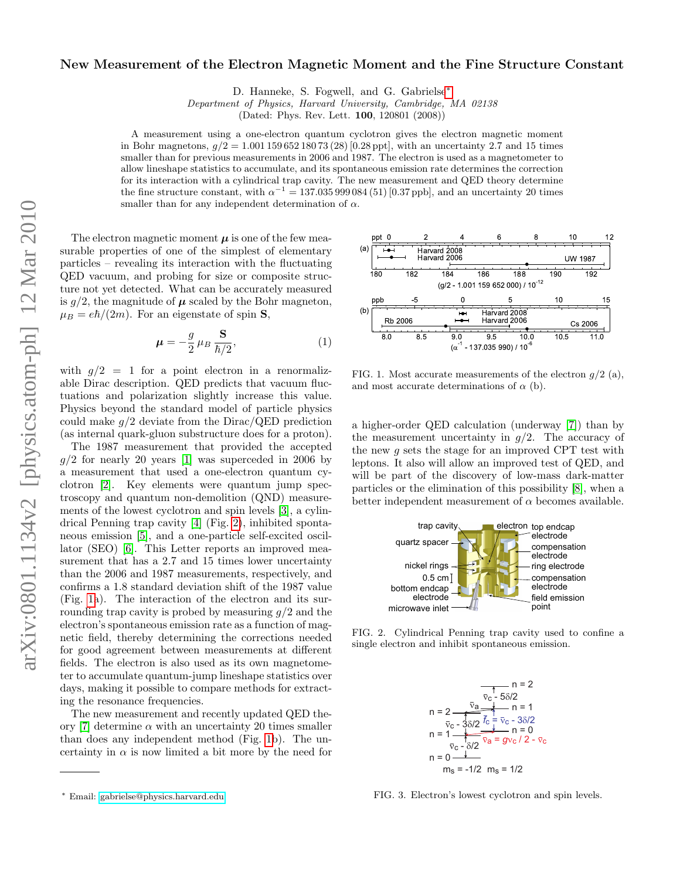# New Measurement of the Electron Magnetic Moment and the Fine Structure Constant

D. Hanneke, S. Fogwell, and G. Gabrielse[*]

*Department of Physics, Harvard University, Cambridge, MA 02138*

(Dated: Phys. Rev. Lett. **100**, 120801 (2008))

A measurement using a one-electron quantum cyclotron gives the electron magnetic moment in Bohr magnetons, $g/2 = 1.001\,159\,652\,180\,73\,(28)\,[0.28\,\mathrm{ppt}]$, with an uncertainty 2.7 and 15 times smaller than for previous measurements in 2006 and 1987. The electron is used as a magnetometer to allow lineshape statistics to accumulate, and its spontaneous emission rate determines the correction for its interaction with a cylindrical trap cavity. The new measurement and QED theory determine the fine structure constant, with $\alpha^{-1} = 137.035\,999\,084\,(51)\,[0.37\,\mathrm{ppb}]$, and an uncertainty 20 times smaller than for any independent determination of $\alpha$.

The electron magnetic moment $\boldsymbol{\mu}$ is one of the few measurable properties of one of the simplest of elementary particles – revealing its interaction with the fluctuating QED vacuum, and probing for size or composite structure not yet detected. What can be accurately measured is $g/2$, the magnitude of $\boldsymbol{\mu}$ scaled by the Bohr magneton, $\mu_B = e\hbar/(2m)$. For an eigenstate of spin $\mathbf{S}$,

$$\boldsymbol{\mu} = -\frac{g}{2}\,\mu_B\,\frac{\mathbf{S}}{\hbar/2}, \tag{1}$$

with $g/2 = 1$ for a point electron in a renormalizable Dirac description. QED predicts that vacuum fluctuations and polarization slightly increase this value. Physics beyond the standard model of particle physics could make $g/2$ deviate from the Dirac/QED prediction (as internal quark-gluon substructure does for a proton).

The 1987 measurement that provided the accepted $g/2$ for nearly 20 years [1] was superceded in 2006 by a measurement that used a one-electron quantum cyclotron [2]. Key elements were quantum jump spectroscopy and quantum non-demolition (QND) measurements of the lowest cyclotron and spin levels [3], a cylindrical Penning trap cavity [4] (Fig. 2), inhibited spontaneous emission [5], and a one-particle self-excited oscillator (SEO) [6]. This Letter reports an improved measurement that has a 2.7 and 15 times lower uncertainty than the 2006 and 1987 measurements, respectively, and confirms a 1.8 standard deviation shift of the 1987 value (Fig. 1a). The interaction of the electron and its surrounding trap cavity is probed by measuring $g/2$ and the electron's spontaneous emission rate as a function of magnetic field, thereby determining the corrections needed for good agreement between measurements at different fields. The electron is also used as its own magnetometer to accumulate quantum-jump lineshape statistics over days, making it possible to compare methods for extracting the resonance frequencies.

The new measurement and recently updated QED theory [7] determine $\alpha$ with an uncertainty 20 times smaller than does any independent method (Fig. 1b). The uncertainty in $\alpha$ is now limited a bit more by the need for a higher-order QED calculation (underway [7]) than by the measurement uncertainty in $g/2$. The accuracy of the new $g$ sets the stage for an improved CPT test with leptons. It also will allow an improved test of QED, and will be part of the discovery of low-mass dark-matter particles or the elimination of this possibility [8], when a better independent measurement of $\alpha$ becomes available.

FIG. 1. Most accurate measurements of the electron $g/2$ (a), and most accurate determinations of $\alpha$ (b).

FIG. 2. Cylindrical Penning trap cavity used to confine a single electron and inhibit spontaneous emission.

FIG. 3. Electron's lowest cyclotron and spin levels.

[*] Email: gabrielse@physics.harvard.edu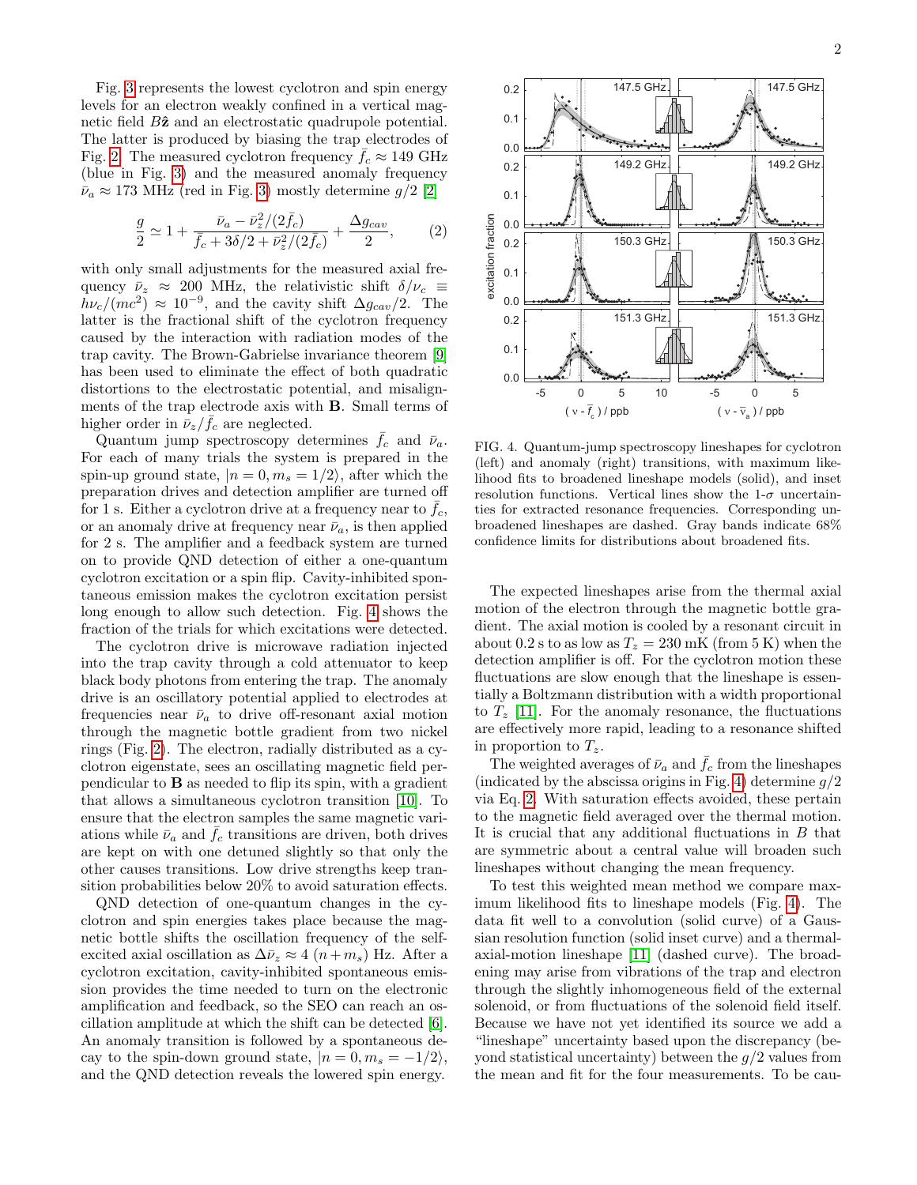Fig. 3 represents the lowest cyclotron and spin energy levels for an electron weakly confined in a vertical magnetic field $B\hat{\mathbf{z}}$ and an electrostatic quadrupole potential. The latter is produced by biasing the trap electrodes of Fig. 2. The measured cyclotron frequency $\bar{f}_c \approx 149$ GHz (blue in Fig. 3) and the measured anomaly frequency $\bar{\nu}_a \approx 173$ MHz (red in Fig. 3) mostly determine $g/2$ [2]

$$\frac{g}{2} \simeq 1 + \frac{\bar{\nu}_a - \bar{\nu}_z^2/(2\bar{f}_c)}{\bar{f}_c + 3\delta/2 + \bar{\nu}_z^2/(2\bar{f}_c)} + \frac{\Delta g_{cav}}{2}, \qquad (2)$$

with only small adjustments for the measured axial frequency $\bar{\nu}_z \approx 200$ MHz, the relativistic shift $\delta/\nu_c \equiv h\nu_c/(mc^2) \approx 10^{-9}$, and the cavity shift $\Delta g_{cav}/2$. The latter is the fractional shift of the cyclotron frequency caused by the interaction with radiation modes of the trap cavity. The Brown-Gabrielse invariance theorem [9] has been used to eliminate the effect of both quadratic distortions to the electrostatic potential, and misalignments of the trap electrode axis with $\mathbf{B}$. Small terms of higher order in $\bar{\nu}_z/\bar{f}_c$ are neglected.

Quantum jump spectroscopy determines $\bar{f}_c$ and $\bar{\nu}_a$. For each of many trials the system is prepared in the spin-up ground state, $|n = 0, m_s = 1/2\rangle$, after which the preparation drives and detection amplifier are turned off for 1 s. Either a cyclotron drive at a frequency near to $\bar{f}_c$, or an anomaly drive at frequency near $\bar{\nu}_a$, is then applied for 2 s. The amplifier and a feedback system are turned on to provide QND detection of either a one-quantum cyclotron excitation or a spin flip. Cavity-inhibited spontaneous emission makes the cyclotron excitation persist long enough to allow such detection. Fig. 4 shows the fraction of the trials for which excitations were detected.

The cyclotron drive is microwave radiation injected into the trap cavity through a cold attenuator to keep black body photons from entering the trap. The anomaly drive is an oscillatory potential applied to electrodes at frequencies near $\bar{\nu}_a$ to drive off-resonant axial motion through the magnetic bottle gradient from two nickel rings (Fig. 2). The electron, radially distributed as a cyclotron eigenstate, sees an oscillating magnetic field perpendicular to $\mathbf{B}$ as needed to flip its spin, with a gradient that allows a simultaneous cyclotron transition [10]. To ensure that the electron samples the same magnetic variations while $\bar{\nu}_a$ and $\bar{f}_c$ transitions are driven, both drives are kept on with one detuned slightly so that only the other causes transitions. Low drive strengths keep transition probabilities below 20% to avoid saturation effects.

QND detection of one-quantum changes in the cyclotron and spin energies takes place because the magnetic bottle shifts the oscillation frequency of the self-excited axial oscillation as $\Delta\bar{\nu}_z \approx 4\,(n + m_s)$ Hz. After a cyclotron excitation, cavity-inhibited spontaneous emission provides the time needed to turn on the electronic amplification and feedback, so the SEO can reach an oscillation amplitude at which the shift can be detected [6]. An anomaly transition is followed by a spontaneous decay to the spin-down ground state, $|n = 0, m_s = -1/2\rangle$, and the QND detection reveals the lowered spin energy.

FIG. 4. Quantum-jump spectroscopy lineshapes for cyclotron (left) and anomaly (right) transitions, with maximum likelihood fits to broadened lineshape models (solid), and inset resolution functions. Vertical lines show the 1-$\sigma$ uncertainties for extracted resonance frequencies. Corresponding unbroadened lineshapes are dashed. Gray bands indicate 68% confidence limits for distributions about broadened fits.

The expected lineshapes arise from the thermal axial motion of the electron through the magnetic bottle gradient. The axial motion is cooled by a resonant circuit in about 0.2 s to as low as $T_z = 230$ mK (from 5 K) when the detection amplifier is off. For the cyclotron motion these fluctuations are slow enough that the lineshape is essentially a Boltzmann distribution with a width proportional to $T_z$ [11]. For the anomaly resonance, the fluctuations are effectively more rapid, leading to a resonance shifted in proportion to $T_z$.

The weighted averages of $\bar{\nu}_a$ and $\bar{f}_c$ from the lineshapes (indicated by the abscissa origins in Fig. 4) determine $g/2$ via Eq. 2. With saturation effects avoided, these pertain to the magnetic field averaged over the thermal motion. It is crucial that any additional fluctuations in $B$ that are symmetric about a central value will broaden such lineshapes without changing the mean frequency.

To test this weighted mean method we compare maximum likelihood fits to lineshape models (Fig. 4). The data fit well to a convolution (solid curve) of a Gaussian resolution function (solid inset curve) and a thermal-axial-motion lineshape [11] (dashed curve). The broadening may arise from vibrations of the trap and electron through the slightly inhomogeneous field of the external solenoid, or from fluctuations of the solenoid field itself. Because we have not yet identified its source we add a "lineshape" uncertainty based upon the discrepancy (beyond statistical uncertainty) between the $g/2$ values from the mean and fit for the four measurements. To be cau-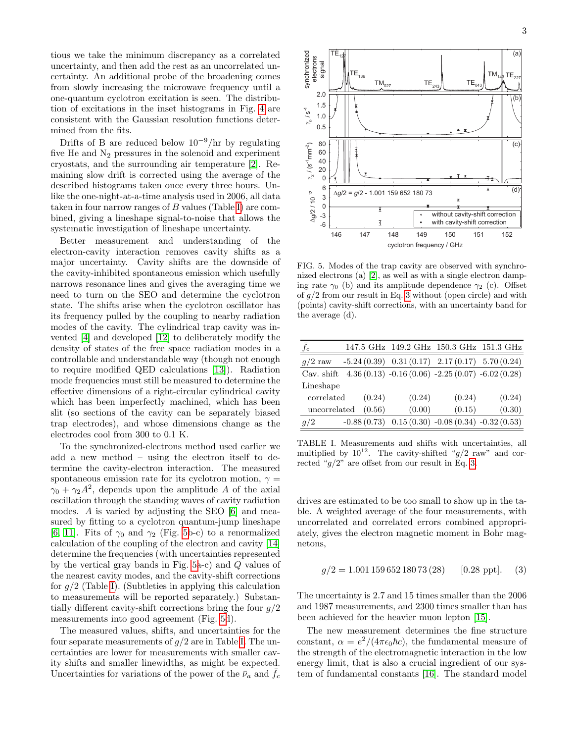tious we take the minimum discrepancy as a correlated uncertainty, and then add the rest as an uncorrelated uncertainty. An additional probe of the broadening comes from slowly increasing the microwave frequency until a one-quantum cyclotron excitation is seen. The distribution of excitations in the inset histograms in Fig. 4 are consistent with the Gaussian resolution functions determined from the fits.

Drifts of B are reduced below $10^{-9}$/hr by regulating five He and $N_2$ pressures in the solenoid and experiment cryostats, and the surrounding air temperature [2]. Remaining slow drift is corrected using the average of the described histograms taken once every three hours. Unlike the one-night-at-a-time analysis used in 2006, all data taken in four narrow ranges of $B$ values (Table I) are combined, giving a lineshape signal-to-noise that allows the systematic investigation of lineshape uncertainty.

Better measurement and understanding of the electron-cavity interaction removes cavity shifts as a major uncertainty. Cavity shifts are the downside of the cavity-inhibited spontaneous emission which usefully narrows resonance lines and gives the averaging time we need to turn on the SEO and determine the cyclotron state. The shifts arise when the cyclotron oscillator has its frequency pulled by the coupling to nearby radiation modes of the cavity. The cylindrical trap cavity was invented [4] and developed [12] to deliberately modify the density of states of the free space radiation modes in a controllable and understandable way (though not enough to require modified QED calculations [13]). Radiation mode frequencies must still be measured to determine the effective dimensions of a right-circular cylindrical cavity which has been imperfectly machined, which has been slit (so sections of the cavity can be separately biased trap electrodes), and whose dimensions change as the electrodes cool from 300 to 0.1 K.

To the synchronized-electrons method used earlier we add a new method – using the electron itself to determine the cavity-electron interaction. The measured spontaneous emission rate for its cyclotron motion, $\gamma = \gamma_0 + \gamma_2 A^2$, depends upon the amplitude $A$ of the axial oscillation through the standing waves of cavity radiation modes. $A$ is varied by adjusting the SEO [6] and measured by fitting to a cyclotron quantum-jump lineshape [6, 11]. Fits of $\gamma_0$ and $\gamma_2$ (Fig. 5b-c) to a renormalized calculation of the coupling of the electron and cavity [14] determine the frequencies (with uncertainties represented by the vertical gray bands in Fig. 5a-c) and $Q$ values of the nearest cavity modes, and the cavity-shift corrections for $g/2$ (Table I). (Subtleties in applying this calculation to measurements will be reported separately.) Substantially different cavity-shift corrections bring the four $g/2$ measurements into good agreement (Fig. 5d).

The measured values, shifts, and uncertainties for the four separate measurements of $g/2$ are in Table I. The uncertainties are lower for measurements with smaller cavity shifts and smaller linewidths, as might be expected. Uncertainties for variations of the power of the $\bar{\nu}_a$ and $\bar{f}_c$ drives are estimated to be too small to show up in the table. A weighted average of the four measurements, with uncorrelated and correlated errors combined appropriately, gives the electron magnetic moment in Bohr magnetons,

$$g/2 = 1.001\,159\,652\,180\,73\,(28) \qquad [0.28 \text{ ppt}]. \qquad (3)$$

The uncertainty is 2.7 and 15 times smaller than the 2006 and 1987 measurements, and 2300 times smaller than has been achieved for the heavier muon lepton [15].

The new measurement determines the fine structure constant, $\alpha = e^2/(4\pi\epsilon_0\hbar c)$, the fundamental measure of the strength of the electromagnetic interaction in the low energy limit, that is also a crucial ingredient of our system of fundamental constants [16]. The standard model

FIG. 5. Modes of the trap cavity are observed with synchronized electrons (a) [2], as well as with a single electron damping rate $\gamma_0$ (b) and its amplitude dependence $\gamma_2$ (c). Offset of $g/2$ from our result in Eq. 3 without (open circle) and with (points) cavity-shift corrections, with an uncertainty band for the average (d).

| $\bar{f}_c$ | 147.5 GHz | 149.2 GHz | 150.3 GHz | 151.3 GHz |
|---|---|---|---|---|
| $g/2$ raw | -5.24 (0.39) | 0.31 (0.17) | 2.17 (0.17) | 5.70 (0.24) |
| Cav. shift | 4.36 (0.13) | -0.16 (0.06) | -2.25 (0.07) | -6.02 (0.28) |
| Lineshape | | | | |
| correlated | (0.24) | (0.24) | (0.24) | (0.24) |
| uncorrelated | (0.56) | (0.00) | (0.15) | (0.30) |
| $g/2$ | -0.88 (0.73) | 0.15 (0.30) | -0.08 (0.34) | -0.32 (0.53) |

TABLE I. Measurements and shifts with uncertainties, all multiplied by $10^{12}$. The cavity-shifted "$g/2$ raw" and corrected "$g/2$" are offset from our result in Eq. 3.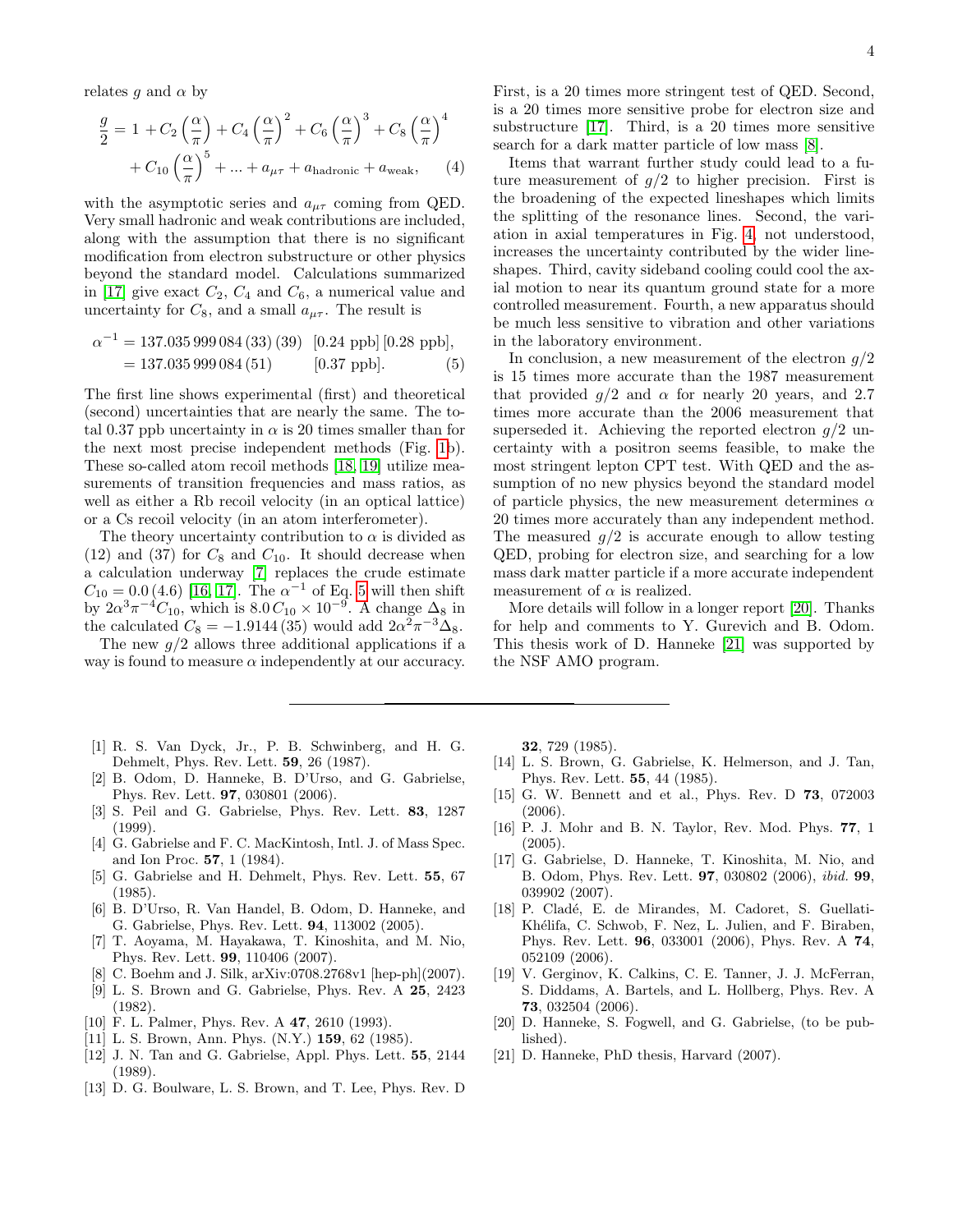relates $g$ and $\alpha$ by

$$\frac{g}{2} = 1 + C_2\left(\frac{\alpha}{\pi}\right) + C_4\left(\frac{\alpha}{\pi}\right)^2 + C_6\left(\frac{\alpha}{\pi}\right)^3 + C_8\left(\frac{\alpha}{\pi}\right)^4 + C_{10}\left(\frac{\alpha}{\pi}\right)^5 + ... + a_{\mu\tau} + a_{\text{hadronic}} + a_{\text{weak}}, \quad (4)$$

with the asymptotic series and $a_{\mu\tau}$ coming from QED. Very small hadronic and weak contributions are included, along with the assumption that there is no significant modification from electron substructure or other physics beyond the standard model. Calculations summarized in [17] give exact $C_2$, $C_4$ and $C_6$, a numerical value and uncertainty for $C_8$, and a small $a_{\mu\tau}$. The result is

$$\begin{aligned}\alpha^{-1} &= 137.035\,999\,084\,(33)\,(39) \quad [0.24 \text{ ppb}]\,[0.28 \text{ ppb}], \\ &= 137.035\,999\,084\,(51) \qquad\quad [0.37 \text{ ppb}]. \end{aligned} \quad (5)$$

The first line shows experimental (first) and theoretical (second) uncertainties that are nearly the same. The total 0.37 ppb uncertainty in $\alpha$ is 20 times smaller than for the next most precise independent methods (Fig. 1b). These so-called atom recoil methods [18, 19] utilize measurements of transition frequencies and mass ratios, as well as either a Rb recoil velocity (in an optical lattice) or a Cs recoil velocity (in an atom interferometer).

The theory uncertainty contribution to $\alpha$ is divided as (12) and (37) for $C_8$ and $C_{10}$. It should decrease when a calculation underway [7] replaces the crude estimate $C_{10} = 0.0\,(4.6)$ [16, 17]. The $\alpha^{-1}$ of Eq. 5 will then shift by $2\alpha^3\pi^{-4}C_{10}$, which is $8.0\,C_{10} \times 10^{-9}$. A change $\Delta_8$ in the calculated $C_8 = -1.9144\,(35)$ would add $2\alpha^2\pi^{-3}\Delta_8$.

The new $g/2$ allows three additional applications if a way is found to measure $\alpha$ independently at our accuracy. First, is a 20 times more stringent test of QED. Second, is a 20 times more sensitive probe for electron size and substructure [17]. Third, is a 20 times more sensitive search for a dark matter particle of low mass [8].

Items that warrant further study could lead to a future measurement of $g/2$ to higher precision. First is the broadening of the expected lineshapes which limits the splitting of the resonance lines. Second, the variation in axial temperatures in Fig. 4, not understood, increases the uncertainty contributed by the wider lineshapes. Third, cavity sideband cooling could cool the axial motion to near its quantum ground state for a more controlled measurement. Fourth, a new apparatus should be much less sensitive to vibration and other variations in the laboratory environment.

In conclusion, a new measurement of the electron $g/2$ is 15 times more accurate than the 1987 measurement that provided $g/2$ and $\alpha$ for nearly 20 years, and 2.7 times more accurate than the 2006 measurement that superseded it. Achieving the reported electron $g/2$ uncertainty with a positron seems feasible, to make the most stringent lepton CPT test. With QED and the assumption of no new physics beyond the standard model of particle physics, the new measurement determines $\alpha$ 20 times more accurately than any independent method. The measured $g/2$ is accurate enough to allow testing QED, probing for electron size, and searching for a low mass dark matter particle if a more accurate independent measurement of $\alpha$ is realized.

More details will follow in a longer report [20]. Thanks for help and comments to Y. Gurevich and B. Odom. This thesis work of D. Hanneke [21] was supported by the NSF AMO program.

---

[1] R. S. Van Dyck, Jr., P. B. Schwinberg, and H. G. Dehmelt, Phys. Rev. Lett. **59**, 26 (1987).

[2] B. Odom, D. Hanneke, B. D'Urso, and G. Gabrielse, Phys. Rev. Lett. **97**, 030801 (2006).

[3] S. Peil and G. Gabrielse, Phys. Rev. Lett. **83**, 1287 (1999).

[4] G. Gabrielse and F. C. MacKintosh, Intl. J. of Mass Spec. and Ion Proc. **57**, 1 (1984).

[5] G. Gabrielse and H. Dehmelt, Phys. Rev. Lett. **55**, 67 (1985).

[6] B. D'Urso, R. Van Handel, B. Odom, D. Hanneke, and G. Gabrielse, Phys. Rev. Lett. **94**, 113002 (2005).

[7] T. Aoyama, M. Hayakawa, T. Kinoshita, and M. Nio, Phys. Rev. Lett. **99**, 110406 (2007).

[8] C. Boehm and J. Silk, arXiv:0708.2768v1 [hep-ph](2007).

[9] L. S. Brown and G. Gabrielse, Phys. Rev. A **25**, 2423 (1982).

[10] F. L. Palmer, Phys. Rev. A **47**, 2610 (1993).

[11] L. S. Brown, Ann. Phys. (N.Y.) **159**, 62 (1985).

[12] J. N. Tan and G. Gabrielse, Appl. Phys. Lett. **55**, 2144 (1989).

[13] D. G. Boulware, L. S. Brown, and T. Lee, Phys. Rev. D **32**, 729 (1985).

[14] L. S. Brown, G. Gabrielse, K. Helmerson, and J. Tan, Phys. Rev. Lett. **55**, 44 (1985).

[15] G. W. Bennett and et al., Phys. Rev. D **73**, 072003 (2006).

[16] P. J. Mohr and B. N. Taylor, Rev. Mod. Phys. **77**, 1 (2005).

[17] G. Gabrielse, D. Hanneke, T. Kinoshita, M. Nio, and B. Odom, Phys. Rev. Lett. **97**, 030802 (2006), *ibid.* **99**, 039902 (2007).

[18] P. Cladé, E. de Mirandes, M. Cadoret, S. Guellati-Khélifa, C. Schwob, F. Nez, L. Julien, and F. Biraben, Phys. Rev. Lett. **96**, 033001 (2006), Phys. Rev. A **74**, 052109 (2006).

[19] V. Gerginov, K. Calkins, C. E. Tanner, J. J. McFerran, S. Diddams, A. Bartels, and L. Hollberg, Phys. Rev. A **73**, 032504 (2006).

[20] D. Hanneke, S. Fogwell, and G. Gabrielse, (to be published).

[21] D. Hanneke, PhD thesis, Harvard (2007).